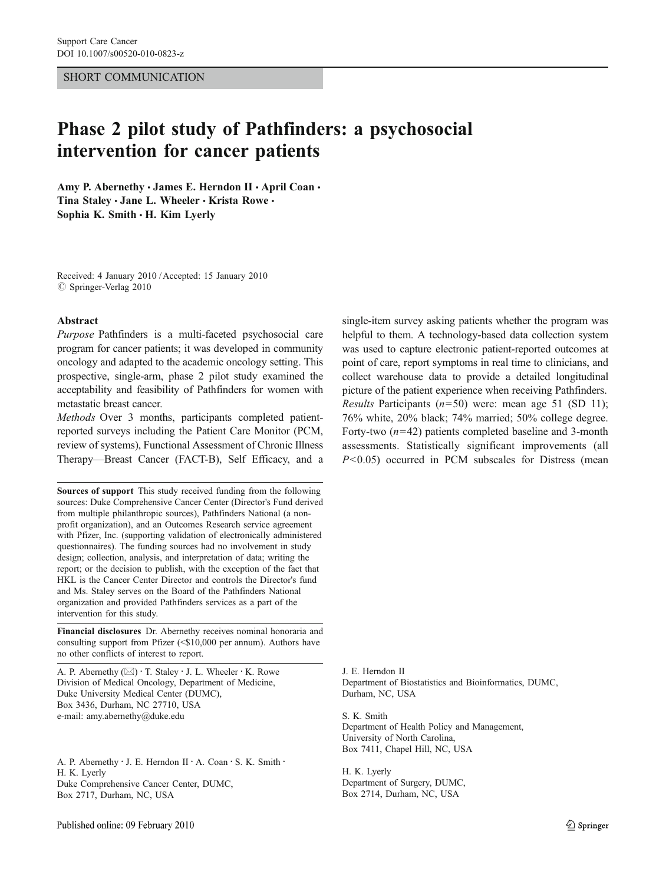SHORT COMMUNICATION

# Phase 2 pilot study of Pathfinders: a psychosocial intervention for cancer patients

**Amy P. Abernethy · James E. Herndon II · April Coan · Tina Staley · Jane L. Wheeler · Krista Rowe · Sophia K. Smith · H. Kim Lyerly**

Received: 4 January 2010 / Accepted: 15 January 2010
© Springer-Verlag 2010

## Abstract

*Purpose* Pathfinders is a multi-faceted psychosocial care program for cancer patients; it was developed in community oncology and adapted to the academic oncology setting. This prospective, single-arm, phase 2 pilot study examined the acceptability and feasibility of Pathfinders for women with metastatic breast cancer.

*Methods* Over 3 months, participants completed patient-reported surveys including the Patient Care Monitor (PCM, review of systems), Functional Assessment of Chronic Illness Therapy—Breast Cancer (FACT-B), Self Efficacy, and a single-item survey asking patients whether the program was helpful to them. A technology-based data collection system was used to capture electronic patient-reported outcomes at point of care, report symptoms in real time to clinicians, and collect warehouse data to provide a detailed longitudinal picture of the patient experience when receiving Pathfinders.

*Results* Participants ($n=50$) were: mean age 51 (SD 11); 76% white, 20% black; 74% married; 50% college degree. Forty-two ($n=42$) patients completed baseline and 3-month assessments. Statistically significant improvements (all $P<0.05$) occurred in PCM subscales for Distress (mean

**Sources of support** This study received funding from the following sources: Duke Comprehensive Cancer Center (Director's Fund derived from multiple philanthropic sources), Pathfinders National (a non-profit organization), and an Outcomes Research service agreement with Pfizer, Inc. (supporting validation of electronically administered questionnaires). The funding sources had no involvement in study design; collection, analysis, and interpretation of data; writing the report; or the decision to publish, with the exception of the fact that HKL is the Cancer Center Director and controls the Director's fund and Ms. Staley serves on the Board of the Pathfinders National organization and provided Pathfinders services as a part of the intervention for this study.

**Financial disclosures** Dr. Abernethy receives nominal honoraria and consulting support from Pfizer (<$10,000 per annum). Authors have no other conflicts of interest to report.

A. P. Abernethy (✉) · T. Staley · J. L. Wheeler · K. Rowe
Division of Medical Oncology, Department of Medicine, Duke University Medical Center (DUMC), Box 3436, Durham, NC 27710, USA
e-mail: amy.abernethy@duke.edu

A. P. Abernethy · J. E. Herndon II · A. Coan · S. K. Smith · H. K. Lyerly
Duke Comprehensive Cancer Center, DUMC, Box 2717, Durham, NC, USA

J. E. Herndon II
Department of Biostatistics and Bioinformatics, DUMC, Durham, NC, USA

S. K. Smith
Department of Health Policy and Management, University of North Carolina, Box 7411, Chapel Hill, NC, USA

H. K. Lyerly
Department of Surgery, DUMC, Box 2714, Durham, NC, USA

Published online: 09 February 2010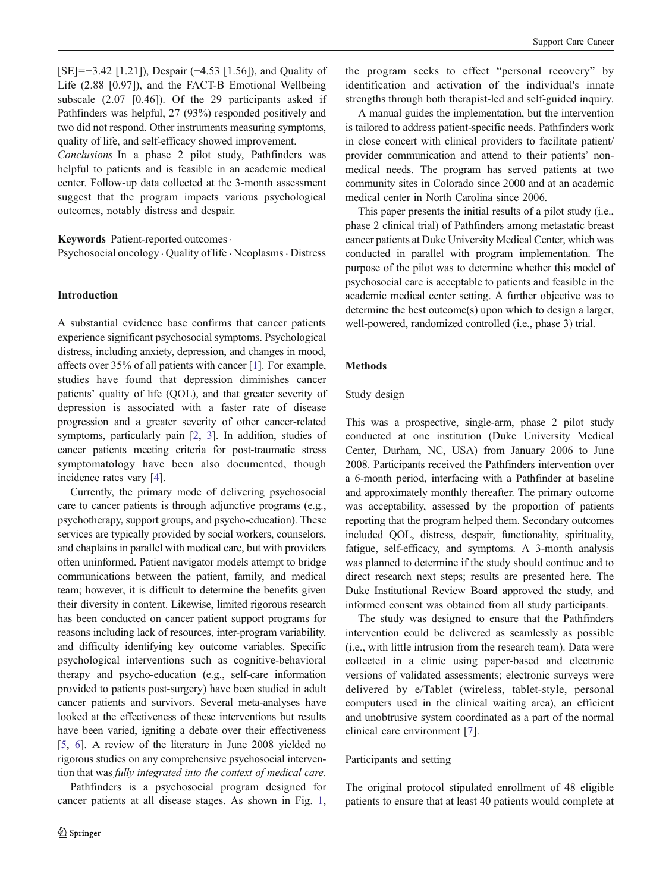[SE]=−3.42 [1.21]), Despair (−4.53 [1.56]), and Quality of Life (2.88 [0.97]), and the FACT-B Emotional Wellbeing subscale (2.07 [0.46]). Of the 29 participants asked if Pathfinders was helpful, 27 (93%) responded positively and two did not respond. Other instruments measuring symptoms, quality of life, and self-efficacy showed improvement.

*Conclusions* In a phase 2 pilot study, Pathfinders was helpful to patients and is feasible in an academic medical center. Follow-up data collected at the 3-month assessment suggest that the program impacts various psychological outcomes, notably distress and despair.

**Keywords** Patient-reported outcomes · Psychosocial oncology · Quality of life · Neoplasms · Distress

## Introduction

A substantial evidence base confirms that cancer patients experience significant psychosocial symptoms. Psychological distress, including anxiety, depression, and changes in mood, affects over 35% of all patients with cancer [1]. For example, studies have found that depression diminishes cancer patients' quality of life (QOL), and that greater severity of depression is associated with a faster rate of disease progression and a greater severity of other cancer-related symptoms, particularly pain [2, 3]. In addition, studies of cancer patients meeting criteria for post-traumatic stress symptomatology have been also documented, though incidence rates vary [4].

Currently, the primary mode of delivering psychosocial care to cancer patients is through adjunctive programs (e.g., psychotherapy, support groups, and psycho-education). These services are typically provided by social workers, counselors, and chaplains in parallel with medical care, but with providers often uninformed. Patient navigator models attempt to bridge communications between the patient, family, and medical team; however, it is difficult to determine the benefits given their diversity in content. Likewise, limited rigorous research has been conducted on cancer patient support programs for reasons including lack of resources, inter-program variability, and difficulty identifying key outcome variables. Specific psychological interventions such as cognitive-behavioral therapy and psycho-education (e.g., self-care information provided to patients post-surgery) have been studied in adult cancer patients and survivors. Several meta-analyses have looked at the effectiveness of these interventions but results have been varied, igniting a debate over their effectiveness [5, 6]. A review of the literature in June 2008 yielded no rigorous studies on any comprehensive psychosocial intervention that was *fully integrated into the context of medical care.*

Pathfinders is a psychosocial program designed for cancer patients at all disease stages. As shown in Fig. 1, the program seeks to effect "personal recovery" by identification and activation of the individual's innate strengths through both therapist-led and self-guided inquiry.

A manual guides the implementation, but the intervention is tailored to address patient-specific needs. Pathfinders work in close concert with clinical providers to facilitate patient/provider communication and attend to their patients' non-medical needs. The program has served patients at two community sites in Colorado since 2000 and at an academic medical center in North Carolina since 2006.

This paper presents the initial results of a pilot study (i.e., phase 2 clinical trial) of Pathfinders among metastatic breast cancer patients at Duke University Medical Center, which was conducted in parallel with program implementation. The purpose of the pilot was to determine whether this model of psychosocial care is acceptable to patients and feasible in the academic medical center setting. A further objective was to determine the best outcome(s) upon which to design a larger, well-powered, randomized controlled (i.e., phase 3) trial.

## Methods

### Study design

This was a prospective, single-arm, phase 2 pilot study conducted at one institution (Duke University Medical Center, Durham, NC, USA) from January 2006 to June 2008. Participants received the Pathfinders intervention over a 6-month period, interfacing with a Pathfinder at baseline and approximately monthly thereafter. The primary outcome was acceptability, assessed by the proportion of patients reporting that the program helped them. Secondary outcomes included QOL, distress, despair, functionality, spirituality, fatigue, self-efficacy, and symptoms. A 3-month analysis was planned to determine if the study should continue and to direct research next steps; results are presented here. The Duke Institutional Review Board approved the study, and informed consent was obtained from all study participants.

The study was designed to ensure that the Pathfinders intervention could be delivered as seamlessly as possible (i.e., with little intrusion from the research team). Data were collected in a clinic using paper-based and electronic versions of validated assessments; electronic surveys were delivered by e/Tablet (wireless, tablet-style, personal computers used in the clinical waiting area), an efficient and unobtrusive system coordinated as a part of the normal clinical care environment [7].

### Participants and setting

The original protocol stipulated enrollment of 48 eligible patients to ensure that at least 40 patients would complete at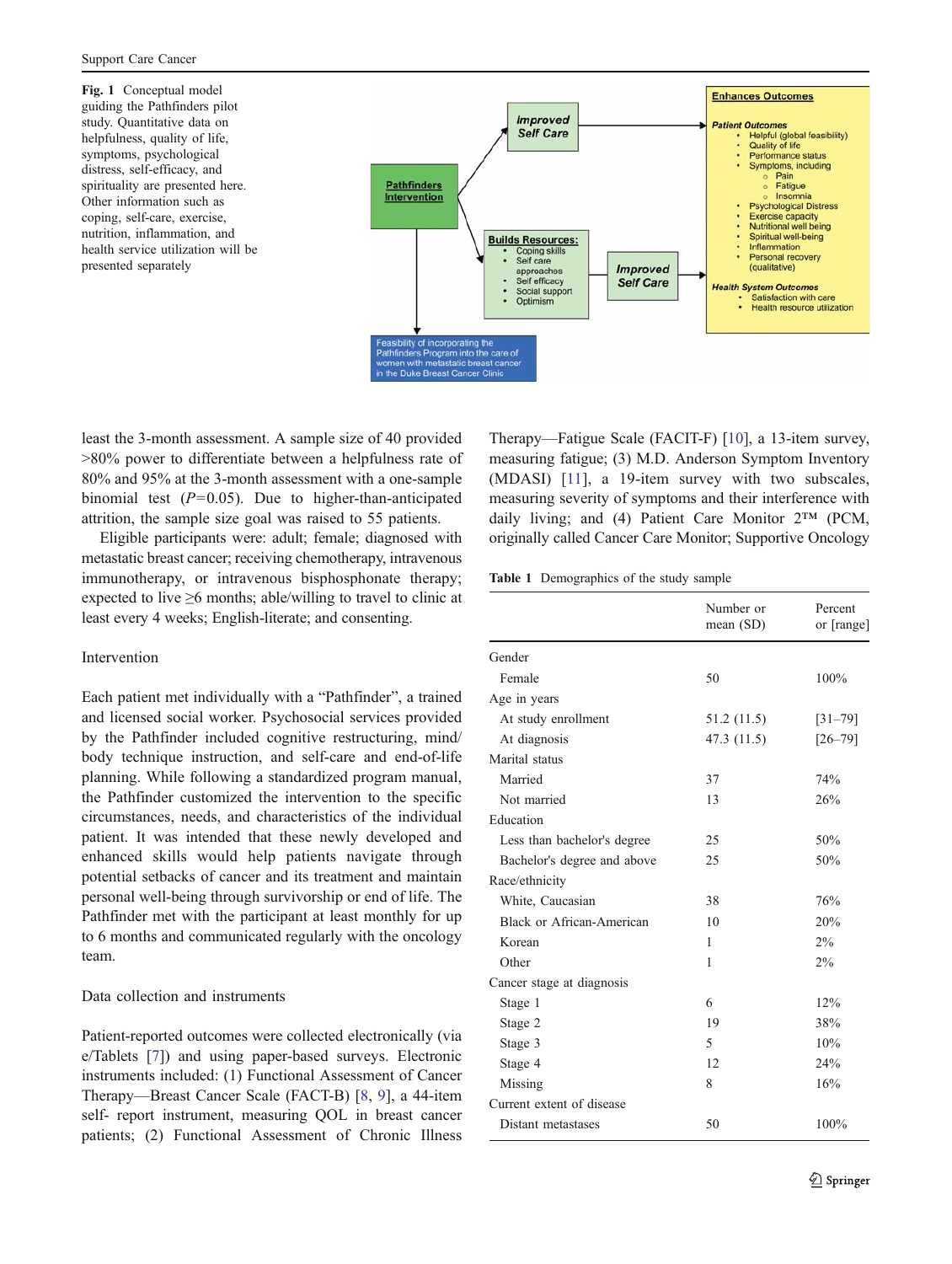**Fig. 1** Conceptual model guiding the Pathfinders pilot study. Quantitative data on helpfulness, quality of life, symptoms, psychological distress, self-efficacy, and spirituality are presented here. Other information such as coping, self-care, exercise, nutrition, inflammation, and health service utilization will be presented separately

least the 3-month assessment. A sample size of 40 provided >80% power to differentiate between a helpfulness rate of 80% and 95% at the 3-month assessment with a one-sample binomial test ($P=0.05$). Due to higher-than-anticipated attrition, the sample size goal was raised to 55 patients.

Eligible participants were: adult; female; diagnosed with metastatic breast cancer; receiving chemotherapy, intravenous immunotherapy, or intravenous bisphosphonate therapy; expected to live ≥6 months; able/willing to travel to clinic at least every 4 weeks; English-literate; and consenting.

## Intervention

Each patient met individually with a "Pathfinder", a trained and licensed social worker. Psychosocial services provided by the Pathfinder included cognitive restructuring, mind/body technique instruction, and self-care and end-of-life planning. While following a standardized program manual, the Pathfinder customized the intervention to the specific circumstances, needs, and characteristics of the individual patient. It was intended that these newly developed and enhanced skills would help patients navigate through potential setbacks of cancer and its treatment and maintain personal well-being through survivorship or end of life. The Pathfinder met with the participant at least monthly for up to 6 months and communicated regularly with the oncology team.

## Data collection and instruments

Patient-reported outcomes were collected electronically (via e/Tablets [7]) and using paper-based surveys. Electronic instruments included: (1) Functional Assessment of Cancer Therapy—Breast Cancer Scale (FACT-B) [8, 9], a 44-item self- report instrument, measuring QOL in breast cancer patients; (2) Functional Assessment of Chronic Illness Therapy—Fatigue Scale (FACIT-F) [10], a 13-item survey, measuring fatigue; (3) M.D. Anderson Symptom Inventory (MDASI) [11], a 19-item survey with two subscales, measuring severity of symptoms and their interference with daily living; and (4) Patient Care Monitor 2™ (PCM, originally called Cancer Care Monitor; Supportive Oncology

**Table 1** Demographics of the study sample

| | Number or mean (SD) | Percent or [range] |
|---|---|---|
| Gender | | |
| Female | 50 | 100% |
| Age in years | | |
| At study enrollment | 51.2 (11.5) | [31–79] |
| At diagnosis | 47.3 (11.5) | [26–79] |
| Marital status | | |
| Married | 37 | 74% |
| Not married | 13 | 26% |
| Education | | |
| Less than bachelor's degree | 25 | 50% |
| Bachelor's degree and above | 25 | 50% |
| Race/ethnicity | | |
| White, Caucasian | 38 | 76% |
| Black or African-American | 10 | 20% |
| Korean | 1 | 2% |
| Other | 1 | 2% |
| Cancer stage at diagnosis | | |
| Stage 1 | 6 | 12% |
| Stage 2 | 19 | 38% |
| Stage 3 | 5 | 10% |
| Stage 4 | 12 | 24% |
| Missing | 8 | 16% |
| Current extent of disease | | |
| Distant metastases | 50 | 100% |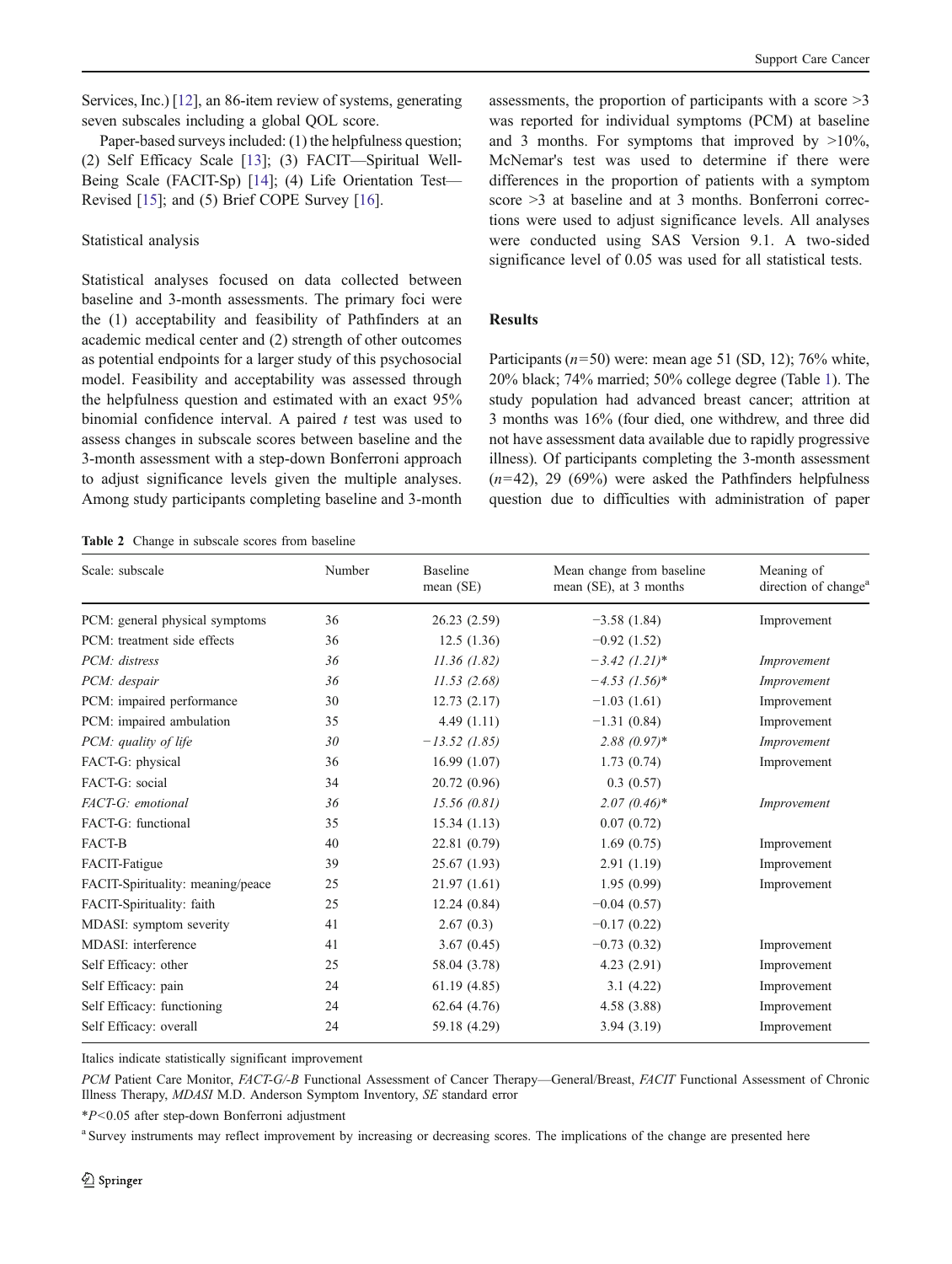Services, Inc.) [12], an 86-item review of systems, generating seven subscales including a global QOL score.

Paper-based surveys included: (1) the helpfulness question; (2) Self Efficacy Scale [13]; (3) FACIT—Spiritual Well-Being Scale (FACIT-Sp) [14]; (4) Life Orientation Test—Revised [15]; and (5) Brief COPE Survey [16].

### Statistical analysis

Statistical analyses focused on data collected between baseline and 3-month assessments. The primary foci were the (1) acceptability and feasibility of Pathfinders at an academic medical center and (2) strength of other outcomes as potential endpoints for a larger study of this psychosocial model. Feasibility and acceptability was assessed through the helpfulness question and estimated with an exact 95% binomial confidence interval. A paired *t* test was used to assess changes in subscale scores between baseline and the 3-month assessment with a step-down Bonferroni approach to adjust significance levels given the multiple analyses. Among study participants completing baseline and 3-month assessments, the proportion of participants with a score >3 was reported for individual symptoms (PCM) at baseline and 3 months. For symptoms that improved by >10%, McNemar's test was used to determine if there were differences in the proportion of patients with a symptom score >3 at baseline and at 3 months. Bonferroni corrections were used to adjust significance levels. All analyses were conducted using SAS Version 9.1. A two-sided significance level of 0.05 was used for all statistical tests.

## Results

Participants ($n$=50) were: mean age 51 (SD, 12); 76% white, 20% black; 74% married; 50% college degree (Table 1). The study population had advanced breast cancer; attrition at 3 months was 16% (four died, one withdrew, and three did not have assessment data available due to rapidly progressive illness). Of participants completing the 3-month assessment ($n$=42), 29 (69%) were asked the Pathfinders helpfulness question due to difficulties with administration of paper

**Table 2** Change in subscale scores from baseline

| Scale: subscale | Number | Baseline mean (SE) | Mean change from baseline mean (SE), at 3 months | Meaning of direction of change[a] |
|---|---|---|---|---|
| PCM: general physical symptoms | 36 | 26.23 (2.59) | −3.58 (1.84) | Improvement |
| PCM: treatment side effects | 36 | 12.5 (1.36) | −0.92 (1.52) | |
| *PCM: distress* | *36* | *11.36 (1.82)* | *−3.42 (1.21)** | *Improvement* |
| *PCM: despair* | *36* | *11.53 (2.68)* | *−4.53 (1.56)** | *Improvement* |
| PCM: impaired performance | 30 | 12.73 (2.17) | −1.03 (1.61) | Improvement |
| PCM: impaired ambulation | 35 | 4.49 (1.11) | −1.31 (0.84) | Improvement |
| *PCM: quality of life* | *30* | *−13.52 (1.85)* | *2.88 (0.97)** | *Improvement* |
| FACT-G: physical | 36 | 16.99 (1.07) | 1.73 (0.74) | Improvement |
| FACT-G: social | 34 | 20.72 (0.96) | 0.3 (0.57) | |
| *FACT-G: emotional* | *36* | *15.56 (0.81)* | *2.07 (0.46)** | *Improvement* |
| FACT-G: functional | 35 | 15.34 (1.13) | 0.07 (0.72) | |
| FACT-B | 40 | 22.81 (0.79) | 1.69 (0.75) | Improvement |
| FACIT-Fatigue | 39 | 25.67 (1.93) | 2.91 (1.19) | Improvement |
| FACIT-Spirituality: meaning/peace | 25 | 21.97 (1.61) | 1.95 (0.99) | Improvement |
| FACIT-Spirituality: faith | 25 | 12.24 (0.84) | −0.04 (0.57) | |
| MDASI: symptom severity | 41 | 2.67 (0.3) | −0.17 (0.22) | |
| MDASI: interference | 41 | 3.67 (0.45) | −0.73 (0.32) | Improvement |
| Self Efficacy: other | 25 | 58.04 (3.78) | 4.23 (2.91) | Improvement |
| Self Efficacy: pain | 24 | 61.19 (4.85) | 3.1 (4.22) | Improvement |
| Self Efficacy: functioning | 24 | 62.64 (4.76) | 4.58 (3.88) | Improvement |
| Self Efficacy: overall | 24 | 59.18 (4.29) | 3.94 (3.19) | Improvement |

Italics indicate statistically significant improvement

*PCM* Patient Care Monitor, *FACT-G/-B* Functional Assessment of Cancer Therapy—General/Breast, *FACIT* Functional Assessment of Chronic Illness Therapy, *MDASI* M.D. Anderson Symptom Inventory, *SE* standard error

*$P$<0.05 after step-down Bonferroni adjustment

[a] Survey instruments may reflect improvement by increasing or decreasing scores. The implications of the change are presented here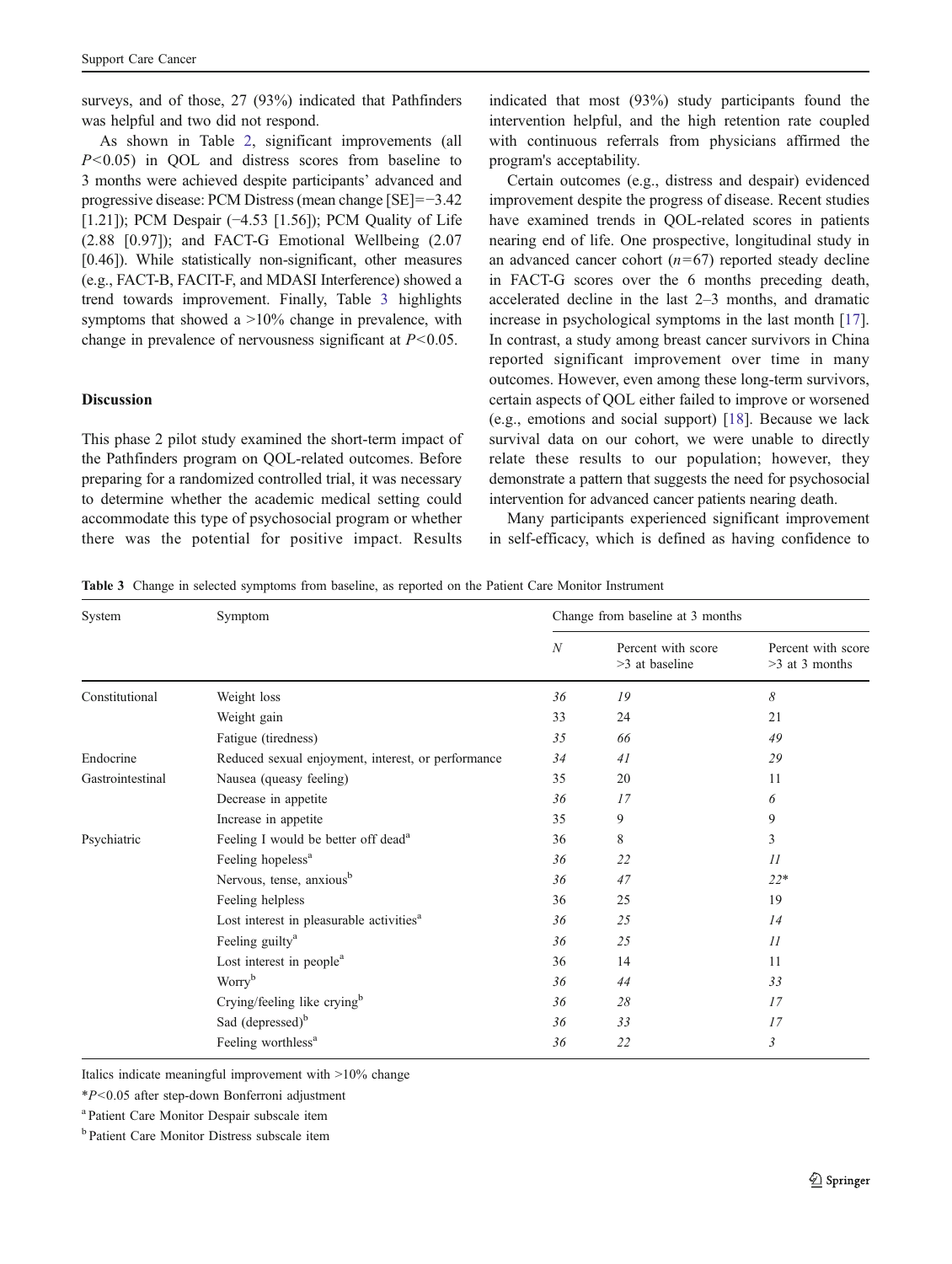surveys, and of those, 27 (93%) indicated that Pathfinders was helpful and two did not respond.

As shown in Table 2, significant improvements (all $P<0.05$) in QOL and distress scores from baseline to 3 months were achieved despite participants' advanced and progressive disease: PCM Distress (mean change [SE]=−3.42 [1.21]); PCM Despair (−4.53 [1.56]); PCM Quality of Life (2.88 [0.97]); and FACT-G Emotional Wellbeing (2.07 [0.46]). While statistically non-significant, other measures (e.g., FACT-B, FACIT-F, and MDASI Interference) showed a trend towards improvement. Finally, Table 3 highlights symptoms that showed a >10% change in prevalence, with change in prevalence of nervousness significant at $P<0.05$.

## Discussion

This phase 2 pilot study examined the short-term impact of the Pathfinders program on QOL-related outcomes. Before preparing for a randomized controlled trial, it was necessary to determine whether the academic medical setting could accommodate this type of psychosocial program or whether there was the potential for positive impact. Results indicated that most (93%) study participants found the intervention helpful, and the high retention rate coupled with continuous referrals from physicians affirmed the program's acceptability.

Certain outcomes (e.g., distress and despair) evidenced improvement despite the progress of disease. Recent studies have examined trends in QOL-related scores in patients nearing end of life. One prospective, longitudinal study in an advanced cancer cohort ($n=67$) reported steady decline in FACT-G scores over the 6 months preceding death, accelerated decline in the last 2–3 months, and dramatic increase in psychological symptoms in the last month [17]. In contrast, a study among breast cancer survivors in China reported significant improvement over time in many outcomes. However, even among these long-term survivors, certain aspects of QOL either failed to improve or worsened (e.g., emotions and social support) [18]. Because we lack survival data on our cohort, we were unable to directly relate these results to our population; however, they demonstrate a pattern that suggests the need for psychosocial intervention for advanced cancer patients nearing death.

Many participants experienced significant improvement in self-efficacy, which is defined as having confidence to

**Table 3** Change in selected symptoms from baseline, as reported on the Patient Care Monitor Instrument

| System | Symptom | Change from baseline at 3 months | | |
|---|---|---|---|---|
| | | *N* | Percent with score >3 at baseline | Percent with score >3 at 3 months |
| Constitutional | Weight loss | *36* | *19* | *8* |
| | Weight gain | 33 | 24 | 21 |
| | Fatigue (tiredness) | *35* | *66* | *49* |
| Endocrine | Reduced sexual enjoyment, interest, or performance | *34* | *41* | *29* |
| Gastrointestinal | Nausea (queasy feeling) | 35 | 20 | 11 |
| | Decrease in appetite | *36* | *17* | *6* |
| | Increase in appetite | 35 | 9 | 9 |
| Psychiatric | Feeling I would be better off dead[a] | 36 | 8 | 3 |
| | Feeling hopeless[a] | *36* | *22* | *11* |
| | Nervous, tense, anxious[b] | *36* | *47* | *22** |
| | Feeling helpless | 36 | 25 | 19 |
| | Lost interest in pleasurable activities[a] | *36* | *25* | *14* |
| | Feeling guilty[a] | *36* | *25* | *11* |
| | Lost interest in people[a] | 36 | 14 | 11 |
| | Worry[b] | *36* | *44* | *33* |
| | Crying/feeling like crying[b] | *36* | *28* | *17* |
| | Sad (depressed)[b] | *36* | *33* | *17* |
| | Feeling worthless[a] | *36* | *22* | *3* |

Italics indicate meaningful improvement with >10% change

*$P<0.05$ after step-down Bonferroni adjustment

[a] Patient Care Monitor Despair subscale item

[b] Patient Care Monitor Distress subscale item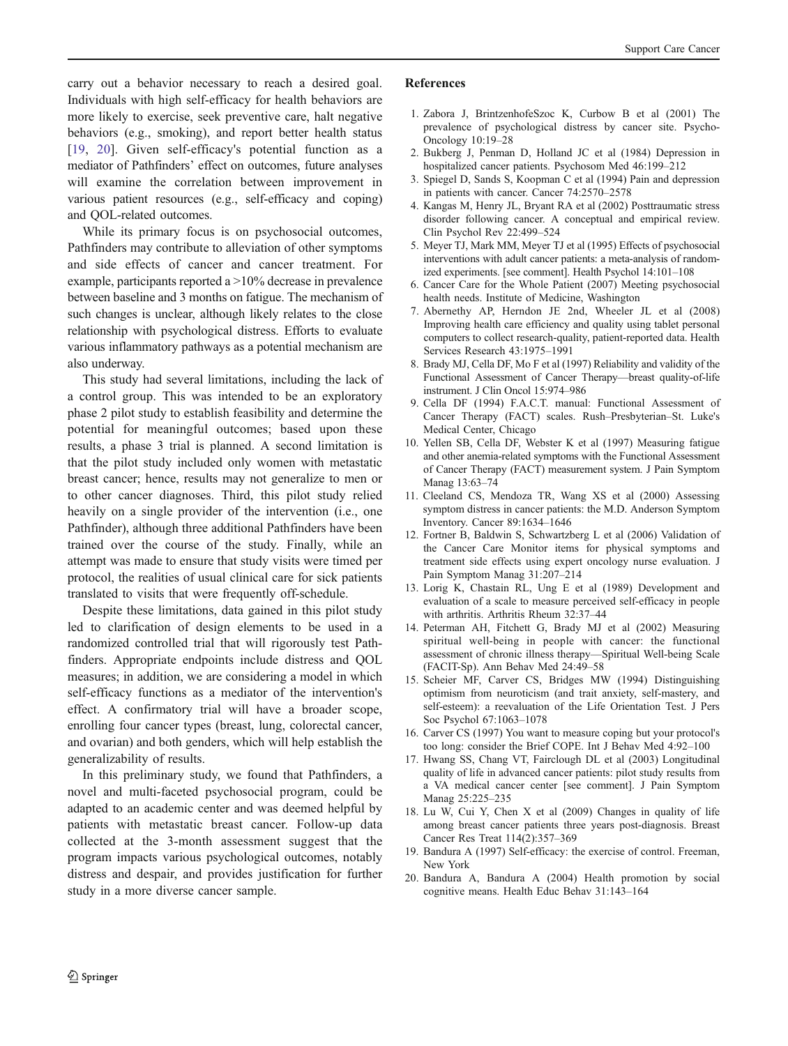carry out a behavior necessary to reach a desired goal. Individuals with high self-efficacy for health behaviors are more likely to exercise, seek preventive care, halt negative behaviors (e.g., smoking), and report better health status [19, 20]. Given self-efficacy's potential function as a mediator of Pathfinders' effect on outcomes, future analyses will examine the correlation between improvement in various patient resources (e.g., self-efficacy and coping) and QOL-related outcomes.

While its primary focus is on psychosocial outcomes, Pathfinders may contribute to alleviation of other symptoms and side effects of cancer and cancer treatment. For example, participants reported a >10% decrease in prevalence between baseline and 3 months on fatigue. The mechanism of such changes is unclear, although likely relates to the close relationship with psychological distress. Efforts to evaluate various inflammatory pathways as a potential mechanism are also underway.

This study had several limitations, including the lack of a control group. This was intended to be an exploratory phase 2 pilot study to establish feasibility and determine the potential for meaningful outcomes; based upon these results, a phase 3 trial is planned. A second limitation is that the pilot study included only women with metastatic breast cancer; hence, results may not generalize to men or to other cancer diagnoses. Third, this pilot study relied heavily on a single provider of the intervention (i.e., one Pathfinder), although three additional Pathfinders have been trained over the course of the study. Finally, while an attempt was made to ensure that study visits were timed per protocol, the realities of usual clinical care for sick patients translated to visits that were frequently off-schedule.

Despite these limitations, data gained in this pilot study led to clarification of design elements to be used in a randomized controlled trial that will rigorously test Pathfinders. Appropriate endpoints include distress and QOL measures; in addition, we are considering a model in which self-efficacy functions as a mediator of the intervention's effect. A confirmatory trial will have a broader scope, enrolling four cancer types (breast, lung, colorectal cancer, and ovarian) and both genders, which will help establish the generalizability of results.

In this preliminary study, we found that Pathfinders, a novel and multi-faceted psychosocial program, could be adapted to an academic center and was deemed helpful by patients with metastatic breast cancer. Follow-up data collected at the 3-month assessment suggest that the program impacts various psychological outcomes, notably distress and despair, and provides justification for further study in a more diverse cancer sample.

## References

1. Zabora J, BrintzenhofeSzoc K, Curbow B et al (2001) The prevalence of psychological distress by cancer site. Psycho-Oncology 10:19–28
2. Bukberg J, Penman D, Holland JC et al (1984) Depression in hospitalized cancer patients. Psychosom Med 46:199–212
3. Spiegel D, Sands S, Koopman C et al (1994) Pain and depression in patients with cancer. Cancer 74:2570–2578
4. Kangas M, Henry JL, Bryant RA et al (2002) Posttraumatic stress disorder following cancer. A conceptual and empirical review. Clin Psychol Rev 22:499–524
5. Meyer TJ, Mark MM, Meyer TJ et al (1995) Effects of psychosocial interventions with adult cancer patients: a meta-analysis of randomized experiments. [see comment]. Health Psychol 14:101–108
6. Cancer Care for the Whole Patient (2007) Meeting psychosocial health needs. Institute of Medicine, Washington
7. Abernethy AP, Herndon JE 2nd, Wheeler JL et al (2008) Improving health care efficiency and quality using tablet personal computers to collect research-quality, patient-reported data. Health Services Research 43:1975–1991
8. Brady MJ, Cella DF, Mo F et al (1997) Reliability and validity of the Functional Assessment of Cancer Therapy—breast quality-of-life instrument. J Clin Oncol 15:974–986
9. Cella DF (1994) F.A.C.T. manual: Functional Assessment of Cancer Therapy (FACT) scales. Rush–Presbyterian–St. Luke's Medical Center, Chicago
10. Yellen SB, Cella DF, Webster K et al (1997) Measuring fatigue and other anemia-related symptoms with the Functional Assessment of Cancer Therapy (FACT) measurement system. J Pain Symptom Manag 13:63–74
11. Cleeland CS, Mendoza TR, Wang XS et al (2000) Assessing symptom distress in cancer patients: the M.D. Anderson Symptom Inventory. Cancer 89:1634–1646
12. Fortner B, Baldwin S, Schwartzberg L et al (2006) Validation of the Cancer Care Monitor items for physical symptoms and treatment side effects using expert oncology nurse evaluation. J Pain Symptom Manag 31:207–214
13. Lorig K, Chastain RL, Ung E et al (1989) Development and evaluation of a scale to measure perceived self-efficacy in people with arthritis. Arthritis Rheum 32:37–44
14. Peterman AH, Fitchett G, Brady MJ et al (2002) Measuring spiritual well-being in people with cancer: the functional assessment of chronic illness therapy—Spiritual Well-being Scale (FACIT-Sp). Ann Behav Med 24:49–58
15. Scheier MF, Carver CS, Bridges MW (1994) Distinguishing optimism from neuroticism (and trait anxiety, self-mastery, and self-esteem): a reevaluation of the Life Orientation Test. J Pers Soc Psychol 67:1063–1078
16. Carver CS (1997) You want to measure coping but your protocol's too long: consider the Brief COPE. Int J Behav Med 4:92–100
17. Hwang SS, Chang VT, Fairclough DL et al (2003) Longitudinal quality of life in advanced cancer patients: pilot study results from a VA medical cancer center [see comment]. J Pain Symptom Manag 25:225–235
18. Lu W, Cui Y, Chen X et al (2009) Changes in quality of life among breast cancer patients three years post-diagnosis. Breast Cancer Res Treat 114(2):357–369
19. Bandura A (1997) Self-efficacy: the exercise of control. Freeman, New York
20. Bandura A, Bandura A (2004) Health promotion by social cognitive means. Health Educ Behav 31:143–164